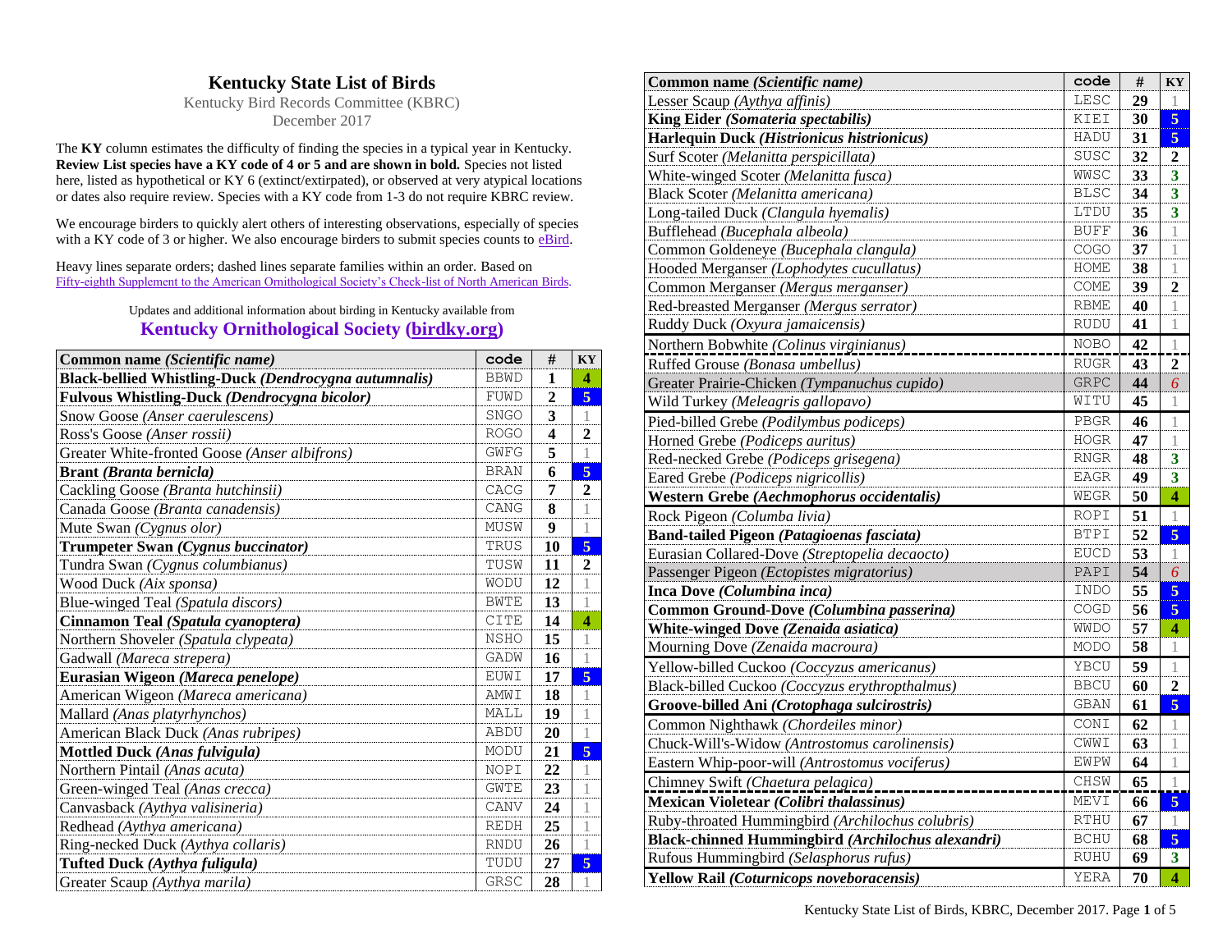# Kentucky State List of Birds

Kentucky Bird Records Committee (KBRC)
December 2017

The **KY** column estimates the difficulty of finding the species in a typical year in Kentucky. **Review List species have a KY code of 4 or 5 and are shown in bold.** Species not listed here, listed as hypothetical or KY 6 (extinct/extirpated), or observed at very atypical locations or dates also require review. Species with a KY code from 1-3 do not require KBRC review.

We encourage birders to quickly alert others of interesting observations, especially of species with a KY code of 3 or higher. We also encourage birders to submit species counts to eBird.

Heavy lines separate orders; dashed lines separate families within an order. Based on Fifty-eighth Supplement to the American Ornithological Society's Check-list of North American Birds.

Updates and additional information about birding in Kentucky available from

**Kentucky Ornithological Society (birdky.org)**

| Common name *(Scientific name)* | code | # | KY |
|---|---|---|---|
| **Black-bellied Whistling-Duck *(Dendrocygna autumnalis)*** | BBWD | 1 | 4 |
| **Fulvous Whistling-Duck *(Dendrocygna bicolor)*** | FUWD | 2 | 5 |
| Snow Goose *(Anser caerulescens)* | SNGO | 3 | 1 |
| Ross's Goose *(Anser rossii)* | ROGO | 4 | 2 |
| Greater White-fronted Goose *(Anser albifrons)* | GWFG | 5 | 1 |
| **Brant *(Branta bernicla)*** | BRAN | 6 | 5 |
| Cackling Goose *(Branta hutchinsii)* | CACG | 7 | 2 |
| Canada Goose *(Branta canadensis)* | CANG | 8 | 1 |
| Mute Swan *(Cygnus olor)* | MUSW | 9 | 1 |
| **Trumpeter Swan *(Cygnus buccinator)*** | TRUS | 10 | 5 |
| Tundra Swan *(Cygnus columbianus)* | TUSW | 11 | 2 |
| Wood Duck *(Aix sponsa)* | WODU | 12 | 1 |
| Blue-winged Teal *(Spatula discors)* | BWTE | 13 | 1 |
| **Cinnamon Teal *(Spatula cyanoptera)*** | CITE | 14 | 4 |
| Northern Shoveler *(Spatula clypeata)* | NSHO | 15 | 1 |
| Gadwall *(Mareca strepera)* | GADW | 16 | 1 |
| **Eurasian Wigeon *(Mareca penelope)*** | EUWI | 17 | 5 |
| American Wigeon *(Mareca americana)* | AMWI | 18 | 1 |
| Mallard *(Anas platyrhynchos)* | MALL | 19 | 1 |
| American Black Duck *(Anas rubripes)* | ABDU | 20 | 1 |
| **Mottled Duck *(Anas fulvigula)*** | MODU | 21 | 5 |
| Northern Pintail *(Anas acuta)* | NOPI | 22 | 1 |
| Green-winged Teal *(Anas crecca)* | GWTE | 23 | 1 |
| Canvasback *(Aythya valisineria)* | CANV | 24 | 1 |
| Redhead *(Aythya americana)* | REDH | 25 | 1 |
| Ring-necked Duck *(Aythya collaris)* | RNDU | 26 | 1 |
| **Tufted Duck *(Aythya fuligula)*** | TUDU | 27 | 5 |
| Greater Scaup *(Aythya marila)* | GRSC | 28 | 1 |
| Lesser Scaup *(Aythya affinis)* | LESC | 29 | 1 |
| **King Eider *(Somateria spectabilis)*** | KIEI | 30 | 5 |
| **Harlequin Duck *(Histrionicus histrionicus)*** | HADU | 31 | 5 |
| Surf Scoter *(Melanitta perspicillata)* | SUSC | 32 | 2 |
| White-winged Scoter *(Melanitta fusca)* | WWSC | 33 | 3 |
| Black Scoter *(Melanitta americana)* | BLSC | 34 | 3 |
| Long-tailed Duck *(Clangula hyemalis)* | LTDU | 35 | 3 |
| Bufflehead *(Bucephala albeola)* | BUFF | 36 | 1 |
| Common Goldeneye *(Bucephala clangula)* | COGO | 37 | 1 |
| Hooded Merganser *(Lophodytes cucullatus)* | HOME | 38 | 1 |
| Common Merganser *(Mergus merganser)* | COME | 39 | 2 |
| Red-breasted Merganser *(Mergus serrator)* | RBME | 40 | 1 |
| Ruddy Duck *(Oxyura jamaicensis)* | RUDU | 41 | 1 |
| Northern Bobwhite *(Colinus virginianus)* | NOBO | 42 | 1 |
| Ruffed Grouse *(Bonasa umbellus)* | RUGR | 43 | 2 |
| Greater Prairie-Chicken *(Tympanuchus cupido)* | GRPC | 44 | *6* |
| Wild Turkey *(Meleagris gallopavo)* | WITU | 45 | 1 |
| Pied-billed Grebe *(Podilymbus podiceps)* | PBGR | 46 | 1 |
| Horned Grebe *(Podiceps auritus)* | HOGR | 47 | 1 |
| Red-necked Grebe *(Podiceps grisegena)* | RNGR | 48 | 3 |
| Eared Grebe *(Podiceps nigricollis)* | EAGR | 49 | 3 |
| **Western Grebe *(Aechmophorus occidentalis)*** | WEGR | 50 | 4 |
| Rock Pigeon *(Columba livia)* | ROPI | 51 | 1 |
| **Band-tailed Pigeon *(Patagioenas fasciata)*** | BTPI | 52 | 5 |
| Eurasian Collared-Dove *(Streptopelia decaocto)* | EUCD | 53 | 1 |
| Passenger Pigeon *(Ectopistes migratorius)* | PAPI | 54 | *6* |
| **Inca Dove *(Columbina inca)*** | INDO | 55 | 5 |
| **Common Ground-Dove *(Columbina passerina)*** | COGD | 56 | 5 |
| **White-winged Dove *(Zenaida asiatica)*** | WWDO | 57 | 4 |
| Mourning Dove *(Zenaida macroura)* | MODO | 58 | 1 |
| Yellow-billed Cuckoo *(Coccyzus americanus)* | YBCU | 59 | 1 |
| Black-billed Cuckoo *(Coccyzus erythropthalmus)* | BBCU | 60 | 2 |
| **Groove-billed Ani *(Crotophaga sulcirostris)*** | GBAN | 61 | 5 |
| Common Nighthawk *(Chordeiles minor)* | CONI | 62 | 1 |
| Chuck-Will's-Widow *(Antrostomus carolinensis)* | CWWI | 63 | 1 |
| Eastern Whip-poor-will *(Antrostomus vociferus)* | EWPW | 64 | 1 |
| Chimney Swift *(Chaetura pelagica)* | CHSW | 65 | 1 |
| **Mexican Violetear *(Colibri thalassinus)*** | MEVI | 66 | 5 |
| Ruby-throated Hummingbird *(Archilochus colubris)* | RTHU | 67 | 1 |
| **Black-chinned Hummingbird *(Archilochus alexandri)*** | BCHU | 68 | 5 |
| Rufous Hummingbird *(Selasphorus rufus)* | RUHU | 69 | 3 |
| **Yellow Rail *(Coturnicops noveboracensis)*** | YERA | 70 | 4 |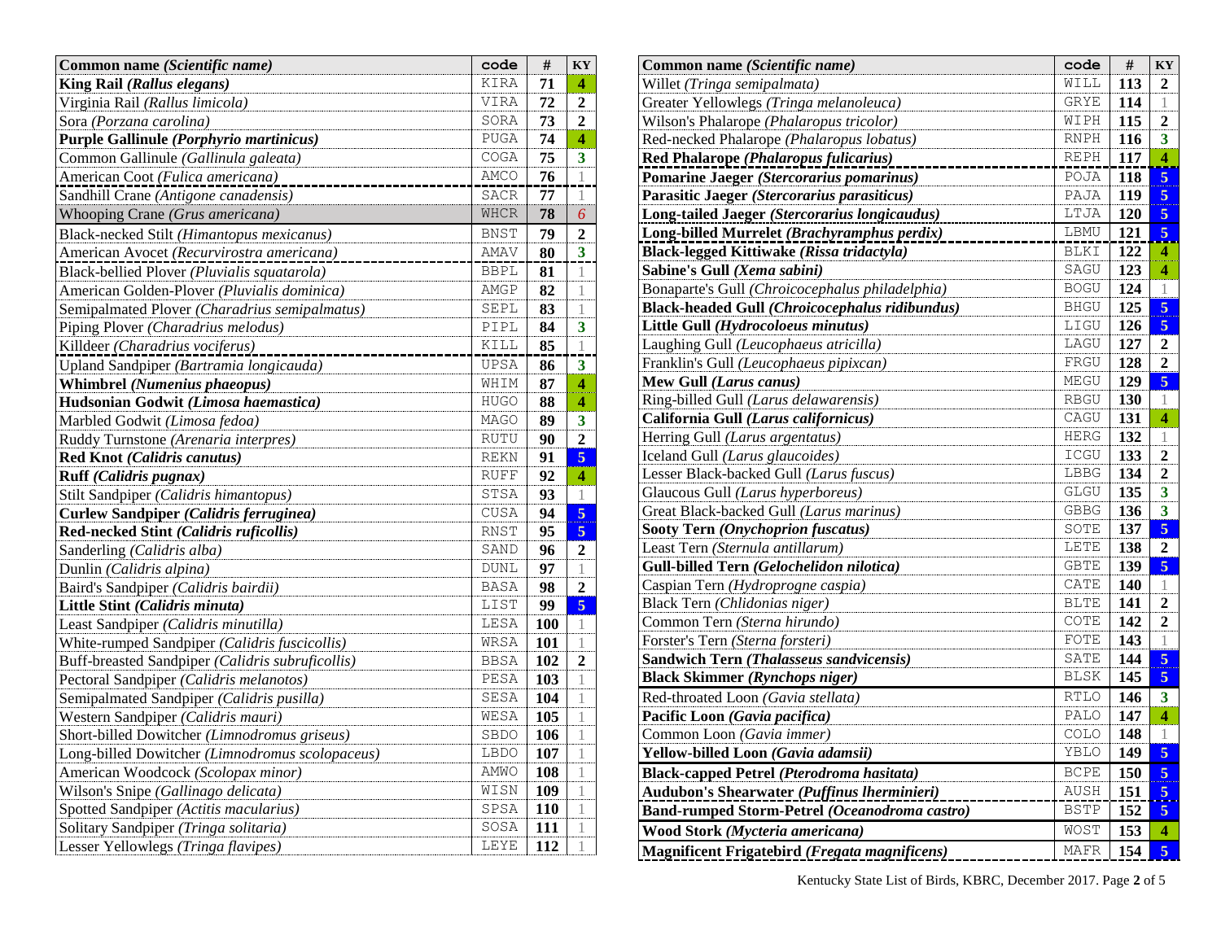| Common name (Scientific name) | code | # | KY |
|---|---|---|---|
| **King Rail (*Rallus elegans*)** | KIRA | 71 | 4 |
| Virginia Rail (*Rallus limicola*) | VIRA | 72 | 2 |
| Sora (*Porzana carolina*) | SORA | 73 | 2 |
| **Purple Gallinule (*Porphyrio martinicus*)** | PUGA | 74 | 4 |
| Common Gallinule (*Gallinula galeata*) | COGA | 75 | 3 |
| American Coot (*Fulica americana*) | AMCO | 76 | 1 |
| Sandhill Crane (*Antigone canadensis*) | SACR | 77 | 1 |
| Whooping Crane (*Grus americana*) | WHCR | 78 | 6 |
| Black-necked Stilt (*Himantopus mexicanus*) | BNST | 79 | 2 |
| American Avocet (*Recurvirostra americana*) | AMAV | 80 | 3 |
| Black-bellied Plover (*Pluvialis squatarola*) | BBPL | 81 | 1 |
| American Golden-Plover (*Pluvialis dominica*) | AMGP | 82 | 1 |
| Semipalmated Plover (*Charadrius semipalmatus*) | SEPL | 83 | 1 |
| Piping Plover (*Charadrius melodus*) | PIPL | 84 | 3 |
| Killdeer (*Charadrius vociferus*) | KILL | 85 | 1 |
| Upland Sandpiper (*Bartramia longicauda*) | UPSA | 86 | 3 |
| **Whimbrel (*Numenius phaeopus*)** | WHIM | 87 | 4 |
| **Hudsonian Godwit (*Limosa haemastica*)** | HUGO | 88 | 4 |
| Marbled Godwit (*Limosa fedoa*) | MAGO | 89 | 3 |
| Ruddy Turnstone (*Arenaria interpres*) | RUTU | 90 | 2 |
| **Red Knot (*Calidris canutus*)** | REKN | 91 | 5 |
| **Ruff (*Calidris pugnax*)** | RUFF | 92 | 4 |
| Stilt Sandpiper (*Calidris himantopus*) | STSA | 93 | 1 |
| **Curlew Sandpiper (*Calidris ferruginea*)** | CUSA | 94 | 5 |
| **Red-necked Stint (*Calidris ruficollis*)** | RNST | 95 | 5 |
| Sanderling (*Calidris alba*) | SAND | 96 | 2 |
| Dunlin (*Calidris alpina*) | DUNL | 97 | 1 |
| Baird's Sandpiper (*Calidris bairdii*) | BASA | 98 | 2 |
| **Little Stint (*Calidris minuta*)** | LIST | 99 | 5 |
| Least Sandpiper (*Calidris minutilla*) | LESA | 100 | 1 |
| White-rumped Sandpiper (*Calidris fuscicollis*) | WRSA | 101 | 1 |
| Buff-breasted Sandpiper (*Calidris subruficollis*) | BBSA | 102 | 2 |
| Pectoral Sandpiper (*Calidris melanotos*) | PESA | 103 | 1 |
| Semipalmated Sandpiper (*Calidris pusilla*) | SESA | 104 | 1 |
| Western Sandpiper (*Calidris mauri*) | WESA | 105 | 1 |
| Short-billed Dowitcher (*Limnodromus griseus*) | SBDO | 106 | 1 |
| Long-billed Dowitcher (*Limnodromus scolopaceus*) | LBDO | 107 | 1 |
| American Woodcock (*Scolopax minor*) | AMWO | 108 | 1 |
| Wilson's Snipe (*Gallinago delicata*) | WISN | 109 | 1 |
| Spotted Sandpiper (*Actitis macularius*) | SPSA | 110 | 1 |
| Solitary Sandpiper (*Tringa solitaria*) | SOSA | 111 | 1 |
| Lesser Yellowlegs (*Tringa flavipes*) | LEYE | 112 | 1 |
| Willet (*Tringa semipalmata*) | WILL | 113 | 2 |
| Greater Yellowlegs (*Tringa melanoleuca*) | GRYE | 114 | 1 |
| Wilson's Phalarope (*Phalaropus tricolor*) | WIPH | 115 | 2 |
| Red-necked Phalarope (*Phalaropus lobatus*) | RNPH | 116 | 3 |
| **Red Phalarope (*Phalaropus fulicarius*)** | REPH | 117 | 4 |
| **Pomarine Jaeger (*Stercorarius pomarinus*)** | POJA | 118 | 5 |
| **Parasitic Jaeger (*Stercorarius parasiticus*)** | PAJA | 119 | 5 |
| **Long-tailed Jaeger (*Stercorarius longicaudus*)** | LTJA | 120 | 5 |
| **Long-billed Murrelet (*Brachyramphus perdix*)** | LBMU | 121 | 5 |
| **Black-legged Kittiwake (*Rissa tridactyla*)** | BLKI | 122 | 4 |
| **Sabine's Gull (*Xema sabini*)** | SAGU | 123 | 4 |
| Bonaparte's Gull (*Chroicocephalus philadelphia*) | BOGU | 124 | 1 |
| **Black-headed Gull (*Chroicocephalus ridibundus*)** | BHGU | 125 | 5 |
| **Little Gull (*Hydrocoloeus minutus*)** | LIGU | 126 | 5 |
| Laughing Gull (*Leucophaeus atricilla*) | LAGU | 127 | 2 |
| Franklin's Gull (*Leucophaeus pipixcan*) | FRGU | 128 | 2 |
| **Mew Gull (*Larus canus*)** | MEGU | 129 | 5 |
| Ring-billed Gull (*Larus delawarensis*) | RBGU | 130 | 1 |
| **California Gull (*Larus californicus*)** | CAGU | 131 | 4 |
| Herring Gull (*Larus argentatus*) | HERG | 132 | 1 |
| Iceland Gull (*Larus glaucoides*) | ICGU | 133 | 2 |
| Lesser Black-backed Gull (*Larus fuscus*) | LBBG | 134 | 2 |
| Glaucous Gull (*Larus hyperboreus*) | GLGU | 135 | 3 |
| Great Black-backed Gull (*Larus marinus*) | GBBG | 136 | 3 |
| **Sooty Tern (*Onychoprion fuscatus*)** | SOTE | 137 | 5 |
| Least Tern (*Sternula antillarum*) | LETE | 138 | 2 |
| **Gull-billed Tern (*Gelochelidon nilotica*)** | GBTE | 139 | 5 |
| Caspian Tern (*Hydroprogne caspia*) | CATE | 140 | 1 |
| Black Tern (*Chlidonias niger*) | BLTE | 141 | 2 |
| Common Tern (*Sterna hirundo*) | COTE | 142 | 2 |
| Forster's Tern (*Sterna forsteri*) | FOTE | 143 | 1 |
| **Sandwich Tern (*Thalasseus sandvicensis*)** | SATE | 144 | 5 |
| **Black Skimmer (*Rynchops niger*)** | BLSK | 145 | 5 |
| Red-throated Loon (*Gavia stellata*) | RTLO | 146 | 3 |
| **Pacific Loon (*Gavia pacifica*)** | PALO | 147 | 4 |
| Common Loon (*Gavia immer*) | COLO | 148 | 1 |
| **Yellow-billed Loon (*Gavia adamsii*)** | YBLO | 149 | 5 |
| **Black-capped Petrel (*Pterodroma hasitata*)** | BCPE | 150 | 5 |
| **Audubon's Shearwater (*Puffinus lherminieri*)** | AUSH | 151 | 5 |
| **Band-rumped Storm-Petrel (*Oceanodroma castro*)** | BSTP | 152 | 5 |
| **Wood Stork (*Mycteria americana*)** | WOST | 153 | 4 |
| **Magnificent Frigatebird (*Fregata magnificens*)** | MAFR | 154 | 5 |

Kentucky State List of Birds, KBRC, December 2017.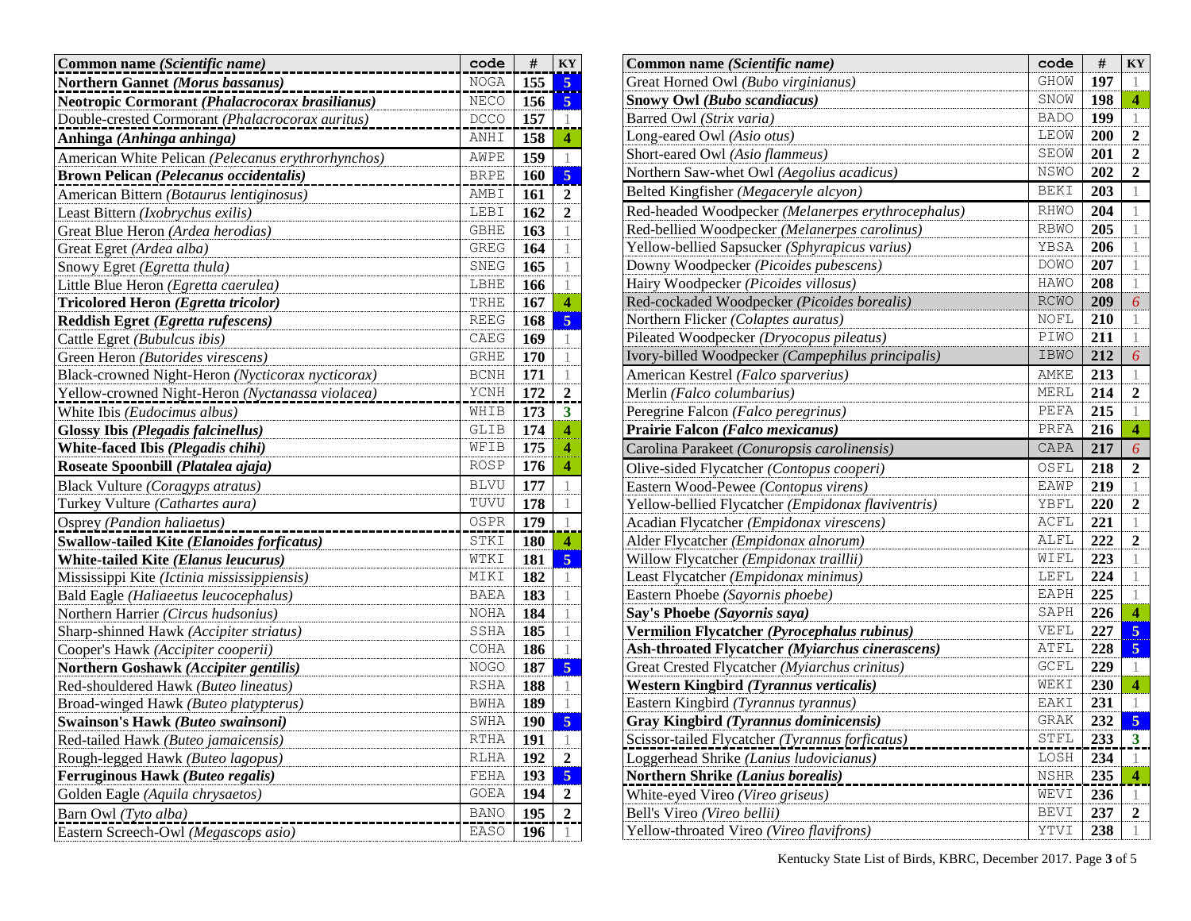| Common name *(Scientific name)* | code | # | KY |
|---|---|---|---|
| **Northern Gannet *(Morus bassanus)*** | NOGA | **155** | **5** |
| **Neotropic Cormorant *(Phalacrocorax brasilianus)*** | NECO | **156** | **5** |
| Double-crested Cormorant *(Phalacrocorax auritus)* | DCCO | **157** | 1 |
| **Anhinga *(Anhinga anhinga)*** | ANHI | **158** | **4** |
| American White Pelican *(Pelecanus erythrorhynchos)* | AWPE | **159** | 1 |
| **Brown Pelican *(Pelecanus occidentalis)*** | BRPE | **160** | **5** |
| American Bittern *(Botaurus lentiginosus)* | AMBI | **161** | **2** |
| Least Bittern *(Ixobrychus exilis)* | LEBI | **162** | **2** |
| Great Blue Heron *(Ardea herodias)* | GBHE | **163** | 1 |
| Great Egret *(Ardea alba)* | GREG | **164** | 1 |
| Snowy Egret *(Egretta thula)* | SNEG | **165** | 1 |
| Little Blue Heron *(Egretta caerulea)* | LBHE | **166** | 1 |
| **Tricolored Heron *(Egretta tricolor)*** | TRHE | **167** | **4** |
| **Reddish Egret *(Egretta rufescens)*** | REEG | **168** | **5** |
| Cattle Egret *(Bubulcus ibis)* | CAEG | **169** | 1 |
| Green Heron *(Butorides virescens)* | GRHE | **170** | 1 |
| Black-crowned Night-Heron *(Nycticorax nycticorax)* | BCNH | **171** | 1 |
| Yellow-crowned Night-Heron *(Nyctanassa violacea)* | YCNH | **172** | **2** |
| White Ibis *(Eudocimus albus)* | WHIB | **173** | **3** |
| **Glossy Ibis *(Plegadis falcinellus)*** | GLIB | **174** | **4** |
| **White-faced Ibis *(Plegadis chihi)*** | WFIB | **175** | **4** |
| **Roseate Spoonbill *(Platalea ajaja)*** | ROSP | **176** | **4** |
| Black Vulture *(Coragyps atratus)* | BLVU | **177** | 1 |
| Turkey Vulture *(Cathartes aura)* | TUVU | **178** | 1 |
| Osprey *(Pandion haliaetus)* | OSPR | **179** | 1 |
| **Swallow-tailed Kite *(Elanoides forficatus)*** | STKI | **180** | **4** |
| **White-tailed Kite *(Elanus leucurus)*** | WTKI | **181** | **5** |
| Mississippi Kite *(Ictinia mississippiensis)* | MIKI | **182** | 1 |
| Bald Eagle *(Haliaeetus leucocephalus)* | BAEA | **183** | 1 |
| Northern Harrier *(Circus hudsonius)* | NOHA | **184** | 1 |
| Sharp-shinned Hawk *(Accipiter striatus)* | SSHA | **185** | 1 |
| Cooper's Hawk *(Accipiter cooperii)* | COHA | **186** | 1 |
| **Northern Goshawk *(Accipiter gentilis)*** | NOGO | **187** | **5** |
| Red-shouldered Hawk *(Buteo lineatus)* | RSHA | **188** | 1 |
| Broad-winged Hawk *(Buteo platypterus)* | BWHA | **189** | 1 |
| **Swainson's Hawk *(Buteo swainsoni)*** | SWHA | **190** | **5** |
| Red-tailed Hawk *(Buteo jamaicensis)* | RTHA | **191** | 1 |
| Rough-legged Hawk *(Buteo lagopus)* | RLHA | **192** | **2** |
| **Ferruginous Hawk *(Buteo regalis)*** | FEHA | **193** | **5** |
| Golden Eagle *(Aquila chrysaetos)* | GOEA | **194** | **2** |
| Barn Owl *(Tyto alba)* | BANO | **195** | **2** |
| Eastern Screech-Owl *(Megascops asio)* | EASO | **196** | 1 |
| Great Horned Owl *(Bubo virginianus)* | GHOW | **197** | 1 |
| **Snowy Owl *(Bubo scandiacus)*** | SNOW | **198** | **4** |
| Barred Owl *(Strix varia)* | BADO | **199** | 1 |
| Long-eared Owl *(Asio otus)* | LEOW | **200** | **2** |
| Short-eared Owl *(Asio flammeus)* | SEOW | **201** | **2** |
| Northern Saw-whet Owl *(Aegolius acadicus)* | NSWO | **202** | **2** |
| Belted Kingfisher *(Megaceryle alcyon)* | BEKI | **203** | 1 |
| Red-headed Woodpecker *(Melanerpes erythrocephalus)* | RHWO | **204** | 1 |
| Red-bellied Woodpecker *(Melanerpes carolinus)* | RBWO | **205** | 1 |
| Yellow-bellied Sapsucker *(Sphyrapicus varius)* | YBSA | **206** | 1 |
| Downy Woodpecker *(Picoides pubescens)* | DOWO | **207** | 1 |
| Hairy Woodpecker *(Picoides villosus)* | HAWO | **208** | 1 |
| Red-cockaded Woodpecker *(Picoides borealis)* | RCWO | **209** | *6* |
| Northern Flicker *(Colaptes auratus)* | NOFL | **210** | 1 |
| Pileated Woodpecker *(Dryocopus pileatus)* | PIWO | **211** | 1 |
| Ivory-billed Woodpecker *(Campephilus principalis)* | IBWO | **212** | *6* |
| American Kestrel *(Falco sparverius)* | AMKE | **213** | 1 |
| Merlin *(Falco columbarius)* | MERL | **214** | **2** |
| Peregrine Falcon *(Falco peregrinus)* | PEFA | **215** | 1 |
| **Prairie Falcon *(Falco mexicanus)*** | PRFA | **216** | **4** |
| Carolina Parakeet *(Conuropsis carolinensis)* | CAPA | **217** | *6* |
| Olive-sided Flycatcher *(Contopus cooperi)* | OSFL | **218** | **2** |
| Eastern Wood-Pewee *(Contopus virens)* | EAWP | **219** | 1 |
| Yellow-bellied Flycatcher *(Empidonax flaviventris)* | YBFL | **220** | **2** |
| Acadian Flycatcher *(Empidonax virescens)* | ACFL | **221** | 1 |
| Alder Flycatcher *(Empidonax alnorum)* | ALFL | **222** | **2** |
| Willow Flycatcher *(Empidonax traillii)* | WIFL | **223** | 1 |
| Least Flycatcher *(Empidonax minimus)* | LEFL | **224** | 1 |
| Eastern Phoebe *(Sayornis phoebe)* | EAPH | **225** | 1 |
| **Say's Phoebe *(Sayornis saya)*** | SAPH | **226** | **4** |
| **Vermilion Flycatcher *(Pyrocephalus rubinus)*** | VEFL | **227** | **5** |
| **Ash-throated Flycatcher *(Myiarchus cinerascens)*** | ATFL | **228** | **5** |
| Great Crested Flycatcher *(Myiarchus crinitus)* | GCFL | **229** | 1 |
| **Western Kingbird *(Tyrannus verticalis)*** | WEKI | **230** | **4** |
| Eastern Kingbird *(Tyrannus tyrannus)* | EAKI | **231** | 1 |
| **Gray Kingbird *(Tyrannus dominicensis)*** | GRAK | **232** | **5** |
| Scissor-tailed Flycatcher *(Tyrannus forficatus)* | STFL | **233** | **3** |
| Loggerhead Shrike *(Lanius ludovicianus)* | LOSH | **234** | 1 |
| **Northern Shrike *(Lanius borealis)*** | NSHR | **235** | **4** |
| White-eyed Vireo *(Vireo griseus)* | WEVI | **236** | 1 |
| Bell's Vireo *(Vireo bellii)* | BEVI | **237** | **2** |
| Yellow-throated Vireo *(Vireo flavifrons)* | YTVI | **238** | 1 |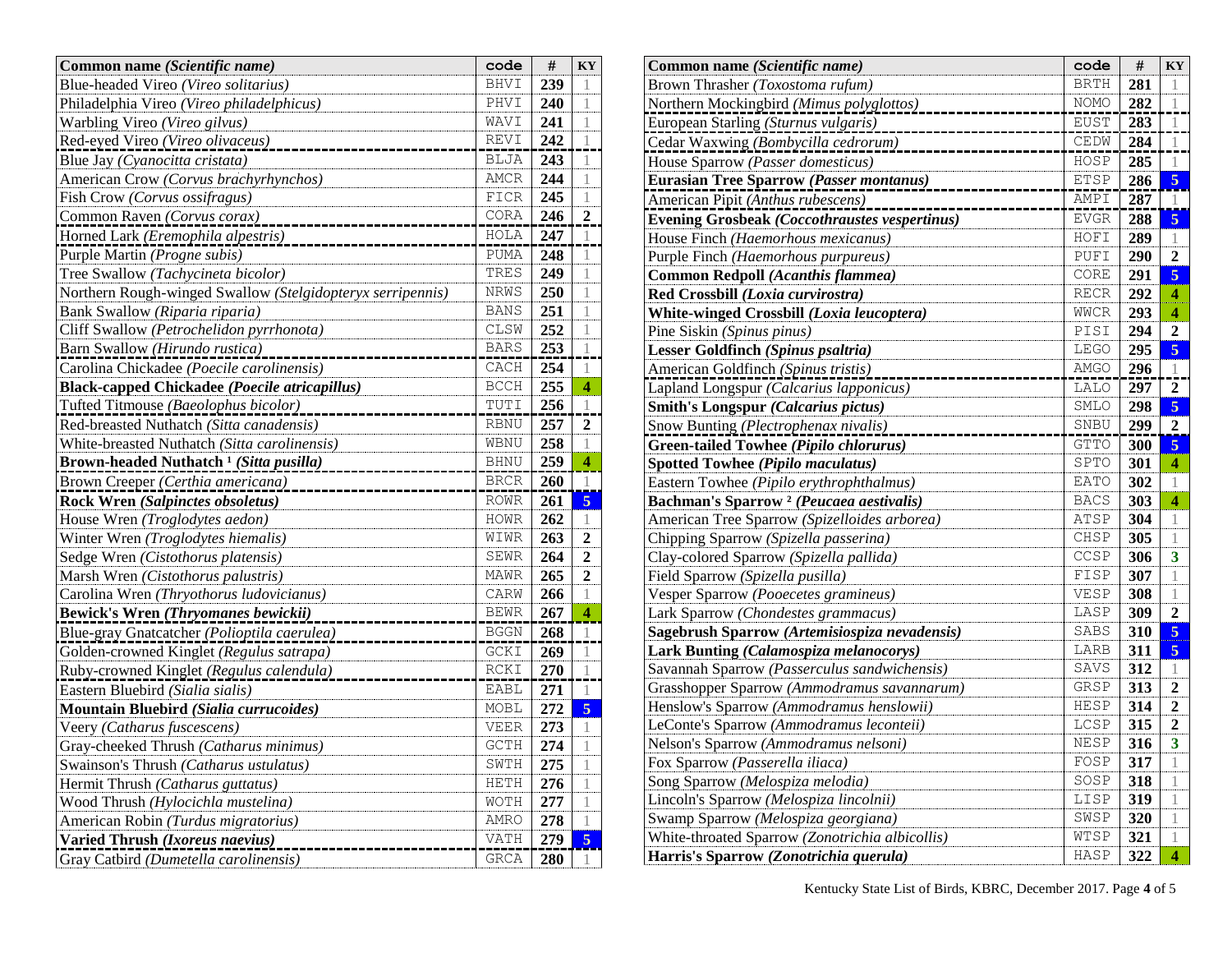| Common name *(Scientific name)* | code | # | KY |
|---|---|---|---|
| Blue-headed Vireo *(Vireo solitarius)* | BHVI | **239** | 1 |
| Philadelphia Vireo *(Vireo philadelphicus)* | PHVI | **240** | 1 |
| Warbling Vireo *(Vireo gilvus)* | WAVI | **241** | 1 |
| Red-eyed Vireo *(Vireo olivaceus)* | REVI | **242** | 1 |
| Blue Jay *(Cyanocitta cristata)* | BLJA | **243** | 1 |
| American Crow *(Corvus brachyrhynchos)* | AMCR | **244** | 1 |
| Fish Crow *(Corvus ossifragus)* | FICR | **245** | 1 |
| Common Raven *(Corvus corax)* | CORA | **246** | **2** |
| Horned Lark *(Eremophila alpestris)* | HOLA | **247** | 1 |
| Purple Martin *(Progne subis)* | PUMA | **248** | 1 |
| Tree Swallow *(Tachycineta bicolor)* | TRES | **249** | 1 |
| Northern Rough-winged Swallow *(Stelgidopteryx serripennis)* | NRWS | **250** | 1 |
| Bank Swallow *(Riparia riparia)* | BANS | **251** | 1 |
| Cliff Swallow *(Petrochelidon pyrrhonota)* | CLSW | **252** | 1 |
| Barn Swallow *(Hirundo rustica)* | BARS | **253** | 1 |
| Carolina Chickadee *(Poecile carolinensis)* | CACH | **254** | 1 |
| **Black-capped Chickadee *(Poecile atricapillus)*** | BCCH | **255** | **4** |
| Tufted Titmouse *(Baeolophus bicolor)* | TUTI | **256** | 1 |
| Red-breasted Nuthatch *(Sitta canadensis)* | RBNU | **257** | **2** |
| White-breasted Nuthatch *(Sitta carolinensis)* | WBNU | **258** | 1 |
| **Brown-headed Nuthatch [1] *(Sitta pusilla)*** | BHNU | **259** | **4** |
| Brown Creeper *(Certhia americana)* | BRCR | **260** | 1 |
| **Rock Wren *(Salpinctes obsoletus)*** | ROWR | **261** | **5** |
| House Wren *(Troglodytes aedon)* | HOWR | **262** | 1 |
| Winter Wren *(Troglodytes hiemalis)* | WIWR | **263** | **2** |
| Sedge Wren *(Cistothorus platensis)* | SEWR | **264** | **2** |
| Marsh Wren *(Cistothorus palustris)* | MAWR | **265** | **2** |
| Carolina Wren *(Thryothorus ludovicianus)* | CARW | **266** | 1 |
| **Bewick's Wren *(Thryomanes bewickii)*** | BEWR | **267** | **4** |
| Blue-gray Gnatcatcher *(Polioptila caerulea)* | BGGN | **268** | 1 |
| Golden-crowned Kinglet *(Regulus satrapa)* | GCKI | **269** | 1 |
| Ruby-crowned Kinglet *(Regulus calendula)* | RCKI | **270** | 1 |
| Eastern Bluebird *(Sialia sialis)* | EABL | **271** | 1 |
| **Mountain Bluebird *(Sialia currucoides)*** | MOBL | **272** | **5** |
| Veery *(Catharus fuscescens)* | VEER | **273** | 1 |
| Gray-cheeked Thrush *(Catharus minimus)* | GCTH | **274** | 1 |
| Swainson's Thrush *(Catharus ustulatus)* | SWTH | **275** | 1 |
| Hermit Thrush *(Catharus guttatus)* | HETH | **276** | 1 |
| Wood Thrush *(Hylocichla mustelina)* | WOTH | **277** | 1 |
| American Robin *(Turdus migratorius)* | AMRO | **278** | 1 |
| **Varied Thrush *(Ixoreus naevius)*** | VATH | **279** | **5** |
| Gray Catbird *(Dumetella carolinensis)* | GRCA | **280** | 1 |
| Brown Thrasher *(Toxostoma rufum)* | BRTH | **281** | 1 |
| Northern Mockingbird *(Mimus polyglottos)* | NOMO | **282** | 1 |
| European Starling *(Sturnus vulgaris)* | EUST | **283** | 1 |
| Cedar Waxwing *(Bombycilla cedrorum)* | CEDW | **284** | 1 |
| House Sparrow *(Passer domesticus)* | HOSP | **285** | 1 |
| **Eurasian Tree Sparrow *(Passer montanus)*** | ETSP | **286** | **5** |
| American Pipit *(Anthus rubescens)* | AMPI | **287** | 1 |
| **Evening Grosbeak *(Coccothraustes vespertinus)*** | EVGR | **288** | **5** |
| House Finch *(Haemorhous mexicanus)* | HOFI | **289** | 1 |
| Purple Finch *(Haemorhous purpureus)* | PUFI | **290** | **2** |
| **Common Redpoll *(Acanthis flammea)*** | CORE | **291** | **5** |
| **Red Crossbill *(Loxia curvirostra)*** | RECR | **292** | **4** |
| **White-winged Crossbill *(Loxia leucoptera)*** | WWCR | **293** | **4** |
| Pine Siskin *(Spinus pinus)* | PISI | **294** | **2** |
| **Lesser Goldfinch *(Spinus psaltria)*** | LEGO | **295** | **5** |
| American Goldfinch *(Spinus tristis)* | AMGO | **296** | 1 |
| Lapland Longspur *(Calcarius lapponicus)* | LALO | **297** | **2** |
| **Smith's Longspur *(Calcarius pictus)*** | SMLO | **298** | **5** |
| Snow Bunting *(Plectrophenax nivalis)* | SNBU | **299** | **2** |
| **Green-tailed Towhee *(Pipilo chlorurus)*** | GTTO | **300** | **5** |
| **Spotted Towhee *(Pipilo maculatus)*** | SPTO | **301** | **4** |
| Eastern Towhee *(Pipilo erythrophthalmus)* | EATO | **302** | 1 |
| **Bachman's Sparrow [2] *(Peucaea aestivalis)*** | BACS | **303** | **4** |
| American Tree Sparrow *(Spizelloides arborea)* | ATSP | **304** | 1 |
| Chipping Sparrow *(Spizella passerina)* | CHSP | **305** | 1 |
| Clay-colored Sparrow *(Spizella pallida)* | CCSP | **306** | **3** |
| Field Sparrow *(Spizella pusilla)* | FISP | **307** | 1 |
| Vesper Sparrow *(Pooecetes gramineus)* | VESP | **308** | 1 |
| Lark Sparrow *(Chondestes grammacus)* | LASP | **309** | **2** |
| **Sagebrush Sparrow *(Artemisiospiza nevadensis)*** | SABS | **310** | **5** |
| **Lark Bunting *(Calamospiza melanocorys)*** | LARB | **311** | **5** |
| Savannah Sparrow *(Passerculus sandwichensis)* | SAVS | **312** | 1 |
| Grasshopper Sparrow *(Ammodramus savannarum)* | GRSP | **313** | **2** |
| Henslow's Sparrow *(Ammodramus henslowii)* | HESP | **314** | **2** |
| LeConte's Sparrow *(Ammodramus leconteii)* | LCSP | **315** | **2** |
| Nelson's Sparrow *(Ammodramus nelsoni)* | NESP | **316** | **3** |
| Fox Sparrow *(Passerella iliaca)* | FOSP | **317** | 1 |
| Song Sparrow *(Melospiza melodia)* | SOSP | **318** | 1 |
| Lincoln's Sparrow *(Melospiza lincolnii)* | LISP | **319** | 1 |
| Swamp Sparrow *(Melospiza georgiana)* | SWSP | **320** | 1 |
| White-throated Sparrow *(Zonotrichia albicollis)* | WTSP | **321** | 1 |
| **Harris's Sparrow *(Zonotrichia querula)*** | HASP | **322** | **4** |

Kentucky State List of Birds, KBRC, December 2017.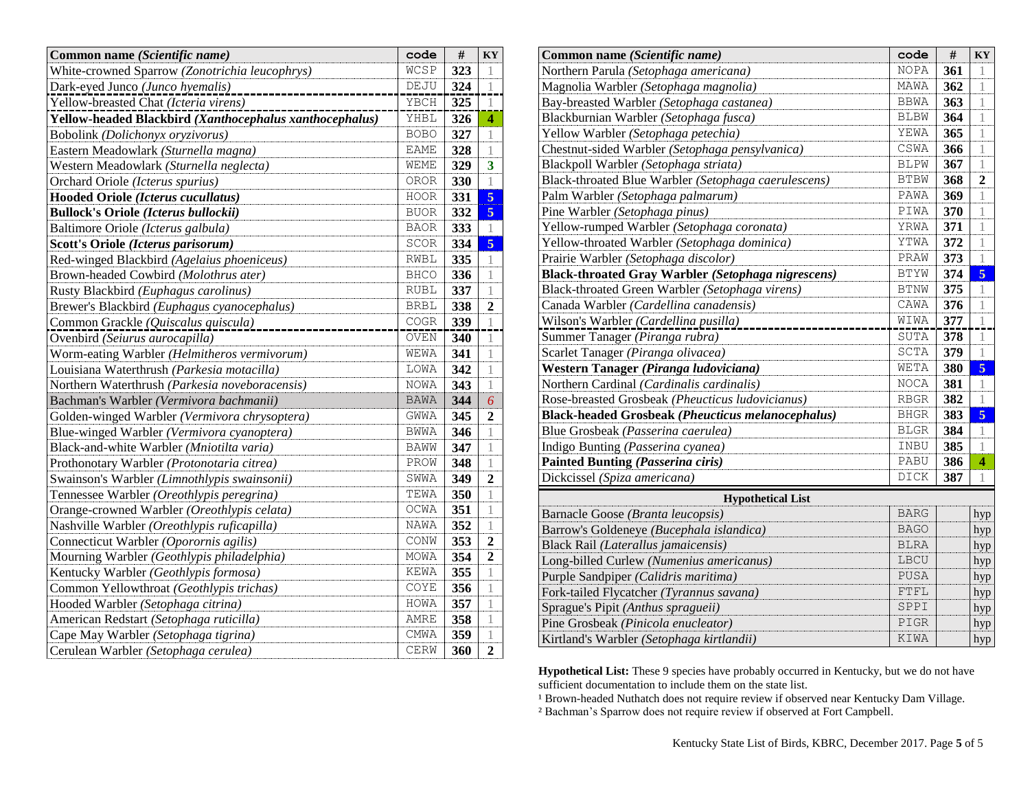| Common name *(Scientific name)* | code | # | KY |
|---|---|---|---|
| White-crowned Sparrow *(Zonotrichia leucophrys)* | WCSP | 323 | 1 |
| Dark-eyed Junco *(Junco hyemalis)* | DEJU | 324 | 1 |
| Yellow-breasted Chat *(Icteria virens)* | YBCH | 325 | 1 |
| **Yellow-headed Blackbird *(Xanthocephalus xanthocephalus)*** | YHBL | 326 | 4 |
| Bobolink *(Dolichonyx oryzivorus)* | BOBO | 327 | 1 |
| Eastern Meadowlark *(Sturnella magna)* | EAME | 328 | 1 |
| Western Meadowlark *(Sturnella neglecta)* | WEME | 329 | 3 |
| Orchard Oriole *(Icterus spurius)* | OROR | 330 | 1 |
| **Hooded Oriole *(Icterus cucullatus)*** | HOOR | 331 | 5 |
| **Bullock's Oriole *(Icterus bullockii)*** | BUOR | 332 | 5 |
| Baltimore Oriole *(Icterus galbula)* | BAOR | 333 | 1 |
| **Scott's Oriole *(Icterus parisorum)*** | SCOR | 334 | 5 |
| Red-winged Blackbird *(Agelaius phoeniceus)* | RWBL | 335 | 1 |
| Brown-headed Cowbird *(Molothrus ater)* | BHCO | 336 | 1 |
| Rusty Blackbird *(Euphagus carolinus)* | RUBL | 337 | 1 |
| Brewer's Blackbird *(Euphagus cyanocephalus)* | BRBL | 338 | 2 |
| Common Grackle *(Quiscalus quiscula)* | COGR | 339 | 1 |
| Ovenbird *(Seiurus aurocapilla)* | OVEN | 340 | 1 |
| Worm-eating Warbler *(Helmitheros vermivorum)* | WEWA | 341 | 1 |
| Louisiana Waterthrush *(Parkesia motacilla)* | LOWA | 342 | 1 |
| Northern Waterthrush *(Parkesia noveboracensis)* | NOWA | 343 | 1 |
| Bachman's Warbler *(Vermivora bachmanii)* | BAWA | 344 | 6 |
| Golden-winged Warbler *(Vermivora chrysoptera)* | GWWA | 345 | 2 |
| Blue-winged Warbler *(Vermivora cyanoptera)* | BWWA | 346 | 1 |
| Black-and-white Warbler *(Mniotilta varia)* | BAWW | 347 | 1 |
| Prothonotary Warbler *(Protonotaria citrea)* | PROW | 348 | 1 |
| Swainson's Warbler *(Limnothlypis swainsonii)* | SWWA | 349 | 2 |
| Tennessee Warbler *(Oreothlypis peregrina)* | TEWA | 350 | 1 |
| Orange-crowned Warbler *(Oreothlypis celata)* | OCWA | 351 | 1 |
| Nashville Warbler *(Oreothlypis ruficapilla)* | NAWA | 352 | 1 |
| Connecticut Warbler *(Oporornis agilis)* | CONW | 353 | 2 |
| Mourning Warbler *(Geothlypis philadelphia)* | MOWA | 354 | 2 |
| Kentucky Warbler *(Geothlypis formosa)* | KEWA | 355 | 1 |
| Common Yellowthroat *(Geothlypis trichas)* | COYE | 356 | 1 |
| Hooded Warbler *(Setophaga citrina)* | HOWA | 357 | 1 |
| American Redstart *(Setophaga ruticilla)* | AMRE | 358 | 1 |
| Cape May Warbler *(Setophaga tigrina)* | CMWA | 359 | 1 |
| Cerulean Warbler *(Setophaga cerulea)* | CERW | 360 | 2 |
| Northern Parula *(Setophaga americana)* | NOPA | 361 | 1 |
| Magnolia Warbler *(Setophaga magnolia)* | MAWA | 362 | 1 |
| Bay-breasted Warbler *(Setophaga castanea)* | BBWA | 363 | 1 |
| Blackburnian Warbler *(Setophaga fusca)* | BLBW | 364 | 1 |
| Yellow Warbler *(Setophaga petechia)* | YEWA | 365 | 1 |
| Chestnut-sided Warbler *(Setophaga pensylvanica)* | CSWA | 366 | 1 |
| Blackpoll Warbler *(Setophaga striata)* | BLPW | 367 | 1 |
| Black-throated Blue Warbler *(Setophaga caerulescens)* | BTBW | 368 | 2 |
| Palm Warbler *(Setophaga palmarum)* | PAWA | 369 | 1 |
| Pine Warbler *(Setophaga pinus)* | PIWA | 370 | 1 |
| Yellow-rumped Warbler *(Setophaga coronata)* | YRWA | 371 | 1 |
| Yellow-throated Warbler *(Setophaga dominica)* | YTWA | 372 | 1 |
| Prairie Warbler *(Setophaga discolor)* | PRAW | 373 | 1 |
| **Black-throated Gray Warbler *(Setophaga nigrescens)*** | BTYW | 374 | 5 |
| Black-throated Green Warbler *(Setophaga virens)* | BTNW | 375 | 1 |
| Canada Warbler *(Cardellina canadensis)* | CAWA | 376 | 1 |
| Wilson's Warbler *(Cardellina pusilla)* | WIWA | 377 | 1 |
| Summer Tanager *(Piranga rubra)* | SUTA | 378 | 1 |
| Scarlet Tanager *(Piranga olivacea)* | SCTA | 379 | 1 |
| **Western Tanager *(Piranga ludoviciana)*** | WETA | 380 | 5 |
| Northern Cardinal *(Cardinalis cardinalis)* | NOCA | 381 | 1 |
| Rose-breasted Grosbeak *(Pheucticus ludovicianus)* | RBGR | 382 | 1 |
| **Black-headed Grosbeak *(Pheucticus melanocephalus)*** | BHGR | 383 | 5 |
| Blue Grosbeak *(Passerina caerulea)* | BLGR | 384 | 1 |
| Indigo Bunting *(Passerina cyanea)* | INBU | 385 | 1 |
| **Painted Bunting *(Passerina ciris)*** | PABU | 386 | 4 |
| Dickcissel *(Spiza americana)* | DICK | 387 | 1 |

**Hypothetical List**

| Common name *(Scientific name)* | code | # | KY |
|---|---|---|---|
| Barnacle Goose *(Branta leucopsis)* | BARG | | hyp |
| Barrow's Goldeneye *(Bucephala islandica)* | BAGO | | hyp |
| Black Rail *(Laterallus jamaicensis)* | BLRA | | hyp |
| Long-billed Curlew *(Numenius americanus)* | LBCU | | hyp |
| Purple Sandpiper *(Calidris maritima)* | PUSA | | hyp |
| Fork-tailed Flycatcher *(Tyrannus savana)* | FTFL | | hyp |
| Sprague's Pipit *(Anthus spragueii)* | SPPI | | hyp |
| Pine Grosbeak *(Pinicola enucleator)* | PIGR | | hyp |
| Kirtland's Warbler *(Setophaga kirtlandii)* | KIWA | | hyp |

**Hypothetical List:** These 9 species have probably occurred in Kentucky, but we do not have sufficient documentation to include them on the state list.

[1] Brown-headed Nuthatch does not require review if observed near Kentucky Dam Village.

[2] Bachman's Sparrow does not require review if observed at Fort Campbell.